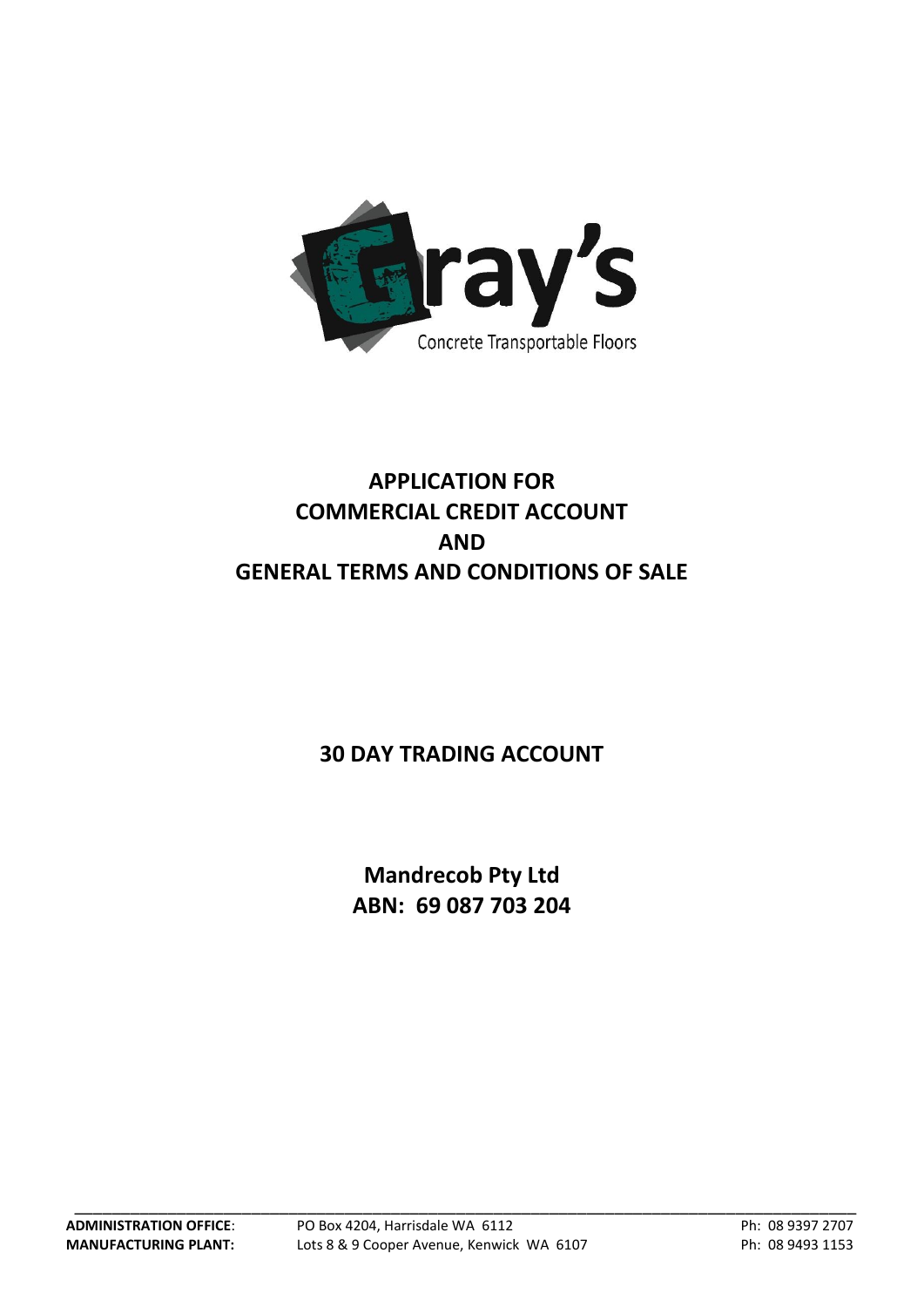Gray's

Concrete Transportable Floors

# APPLICATION FOR COMMERCIAL CREDIT ACCOUNT AND GENERAL TERMS AND CONDITIONS OF SALE

## 30 DAY TRADING ACCOUNT

**Mandrecob Pty Ltd**
**ABN: 69 087 703 204**

| | | |
|---|---|---|
| **ADMINISTRATION OFFICE**: | PO Box 4204, Harrisdale WA 6112 | Ph: 08 9397 2707 |
| **MANUFACTURING PLANT:** | Lots 8 & 9 Cooper Avenue, Kenwick WA 6107 | Ph: 08 9493 1153 |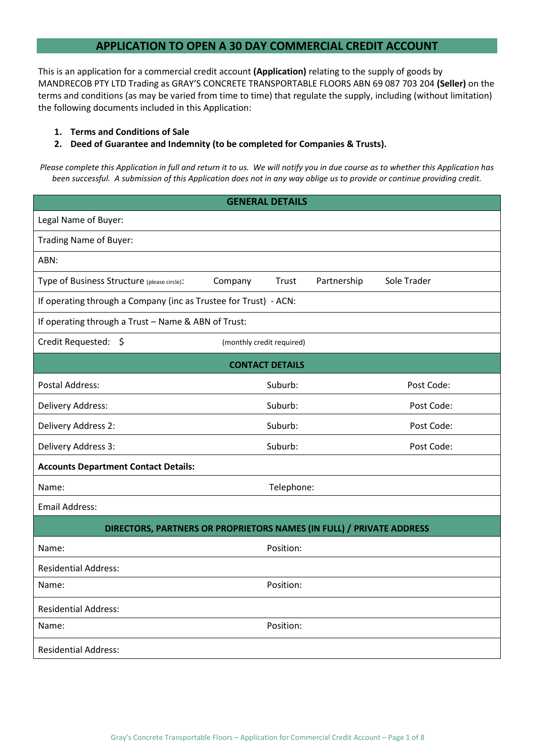# APPLICATION TO OPEN A 30 DAY COMMERCIAL CREDIT ACCOUNT

This is an application for a commercial credit account **(Application)** relating to the supply of goods by MANDRECOB PTY LTD Trading as GRAY'S CONCRETE TRANSPORTABLE FLOORS ABN 69 087 703 204 **(Seller)** on the terms and conditions (as may be varied from time to time) that regulate the supply, including (without limitation) the following documents included in this Application:

1. **Terms and Conditions of Sale**
2. **Deed of Guarantee and Indemnity (to be completed for Companies & Trusts).**

*Please complete this Application in full and return it to us. We will notify you in due course as to whether this Application has been successful. A submission of this Application does not in any way oblige us to provide or continue providing credit.*

| **GENERAL DETAILS** | | | | |
|---|---|---|---|---|
| Legal Name of Buyer: | | | | |
| Trading Name of Buyer: | | | | |
| ABN: | | | | |
| Type of Business Structure (please circle): | Company | Trust | Partnership | Sole Trader |
| If operating through a Company (inc as Trustee for Trust) - ACN: | | | | |
| If operating through a Trust – Name & ABN of Trust: | | | | |
| Credit Requested: $ | (monthly credit required) | | | |

| **CONTACT DETAILS** | | |
|---|---|---|
| Postal Address: | Suburb: | Post Code: |
| Delivery Address: | Suburb: | Post Code: |
| Delivery Address 2: | Suburb: | Post Code: |
| Delivery Address 3: | Suburb: | Post Code: |
| **Accounts Department Contact Details:** | | |
| Name: | Telephone: | |
| Email Address: | | |

| **DIRECTORS, PARTNERS OR PROPRIETORS NAMES (IN FULL) / PRIVATE ADDRESS** | |
|---|---|
| Name: | Position: |
| Residential Address: | |
| Name: | Position: |
| Residential Address: | |
| Name: | Position: |
| Residential Address: | |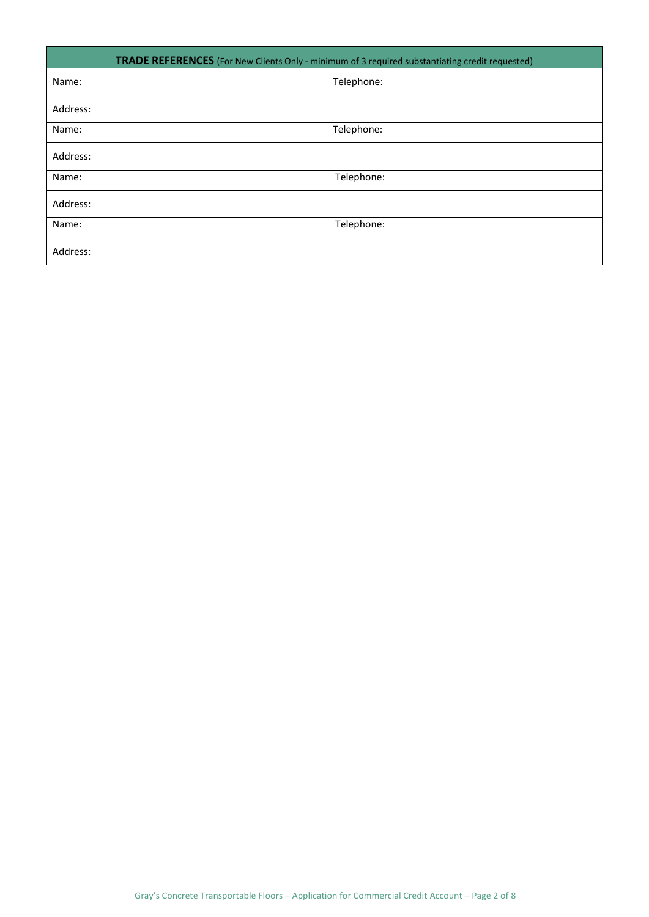| **TRADE REFERENCES** (For New Clients Only - minimum of 3 required substantiating credit requested) | |
|---|---|
| Name: | Telephone: |
| Address: | |
| Name: | Telephone: |
| Address: | |
| Name: | Telephone: |
| Address: | |
| Name: | Telephone: |
| Address: | |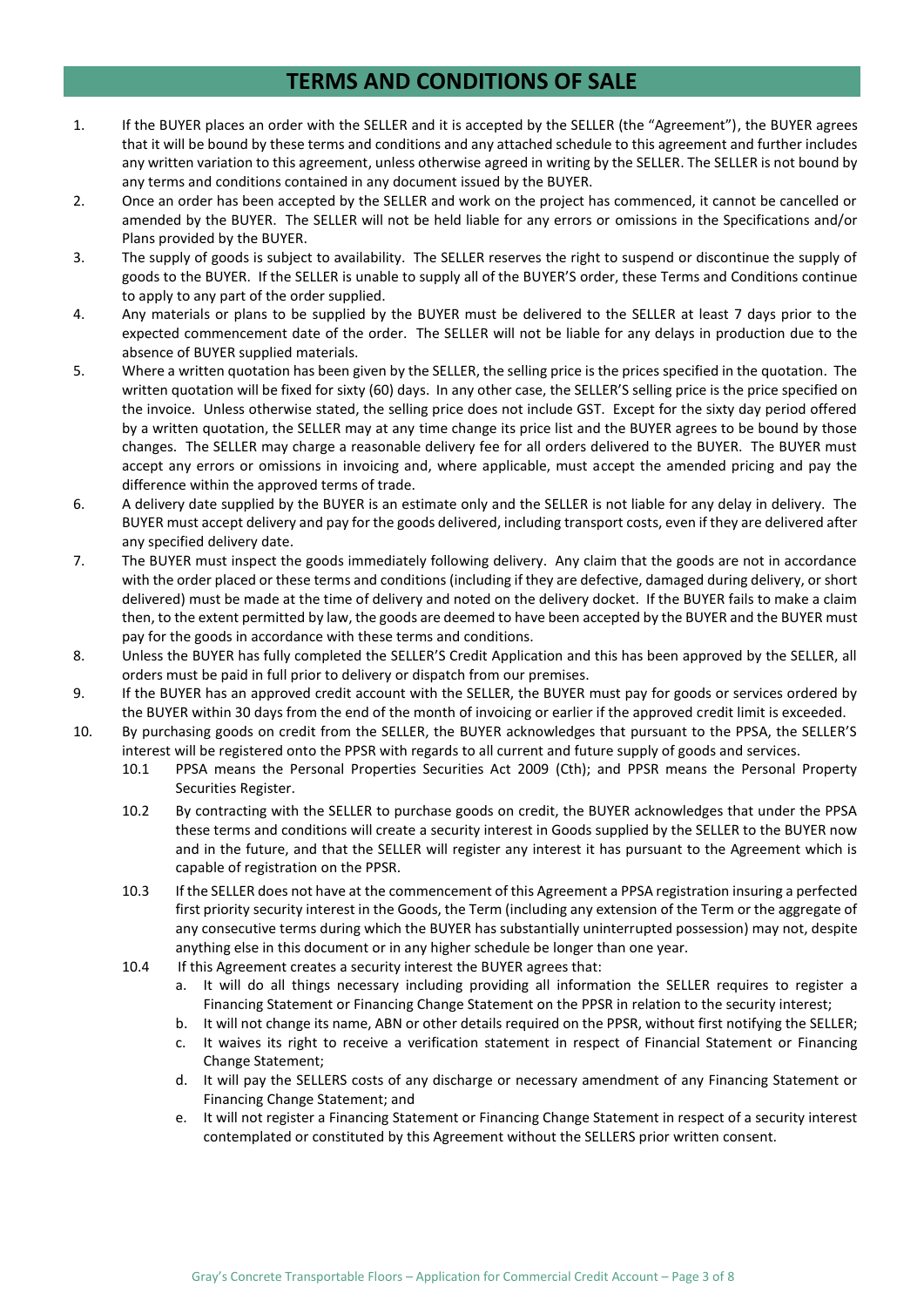# TERMS AND CONDITIONS OF SALE

1. If the BUYER places an order with the SELLER and it is accepted by the SELLER (the "Agreement"), the BUYER agrees that it will be bound by these terms and conditions and any attached schedule to this agreement and further includes any written variation to this agreement, unless otherwise agreed in writing by the SELLER. The SELLER is not bound by any terms and conditions contained in any document issued by the BUYER.
2. Once an order has been accepted by the SELLER and work on the project has commenced, it cannot be cancelled or amended by the BUYER. The SELLER will not be held liable for any errors or omissions in the Specifications and/or Plans provided by the BUYER.
3. The supply of goods is subject to availability. The SELLER reserves the right to suspend or discontinue the supply of goods to the BUYER. If the SELLER is unable to supply all of the BUYER'S order, these Terms and Conditions continue to apply to any part of the order supplied.
4. Any materials or plans to be supplied by the BUYER must be delivered to the SELLER at least 7 days prior to the expected commencement date of the order. The SELLER will not be liable for any delays in production due to the absence of BUYER supplied materials.
5. Where a written quotation has been given by the SELLER, the selling price is the prices specified in the quotation. The written quotation will be fixed for sixty (60) days. In any other case, the SELLER'S selling price is the price specified on the invoice. Unless otherwise stated, the selling price does not include GST. Except for the sixty day period offered by a written quotation, the SELLER may at any time change its price list and the BUYER agrees to be bound by those changes. The SELLER may charge a reasonable delivery fee for all orders delivered to the BUYER. The BUYER must accept any errors or omissions in invoicing and, where applicable, must accept the amended pricing and pay the difference within the approved terms of trade.
6. A delivery date supplied by the BUYER is an estimate only and the SELLER is not liable for any delay in delivery. The BUYER must accept delivery and pay for the goods delivered, including transport costs, even if they are delivered after any specified delivery date.
7. The BUYER must inspect the goods immediately following delivery. Any claim that the goods are not in accordance with the order placed or these terms and conditions (including if they are defective, damaged during delivery, or short delivered) must be made at the time of delivery and noted on the delivery docket. If the BUYER fails to make a claim then, to the extent permitted by law, the goods are deemed to have been accepted by the BUYER and the BUYER must pay for the goods in accordance with these terms and conditions.
8. Unless the BUYER has fully completed the SELLER'S Credit Application and this has been approved by the SELLER, all orders must be paid in full prior to delivery or dispatch from our premises.
9. If the BUYER has an approved credit account with the SELLER, the BUYER must pay for goods or services ordered by the BUYER within 30 days from the end of the month of invoicing or earlier if the approved credit limit is exceeded.
10. By purchasing goods on credit from the SELLER, the BUYER acknowledges that pursuant to the PPSA, the SELLER'S interest will be registered onto the PPSR with regards to all current and future supply of goods and services.
    - 10.1 PPSA means the Personal Properties Securities Act 2009 (Cth); and PPSR means the Personal Property Securities Register.
    - 10.2 By contracting with the SELLER to purchase goods on credit, the BUYER acknowledges that under the PPSA these terms and conditions will create a security interest in Goods supplied by the SELLER to the BUYER now and in the future, and that the SELLER will register any interest it has pursuant to the Agreement which is capable of registration on the PPSR.
    - 10.3 If the SELLER does not have at the commencement of this Agreement a PPSA registration insuring a perfected first priority security interest in the Goods, the Term (including any extension of the Term or the aggregate of any consecutive terms during which the BUYER has substantially uninterrupted possession) may not, despite anything else in this document or in any higher schedule be longer than one year.
    - 10.4 If this Agreement creates a security interest the BUYER agrees that:
        - a. It will do all things necessary including providing all information the SELLER requires to register a Financing Statement or Financing Change Statement on the PPSR in relation to the security interest;
        - b. It will not change its name, ABN or other details required on the PPSR, without first notifying the SELLER;
        - c. It waives its right to receive a verification statement in respect of Financial Statement or Financing Change Statement;
        - d. It will pay the SELLERS costs of any discharge or necessary amendment of any Financing Statement or Financing Change Statement; and
        - e. It will not register a Financing Statement or Financing Change Statement in respect of a security interest contemplated or constituted by this Agreement without the SELLERS prior written consent.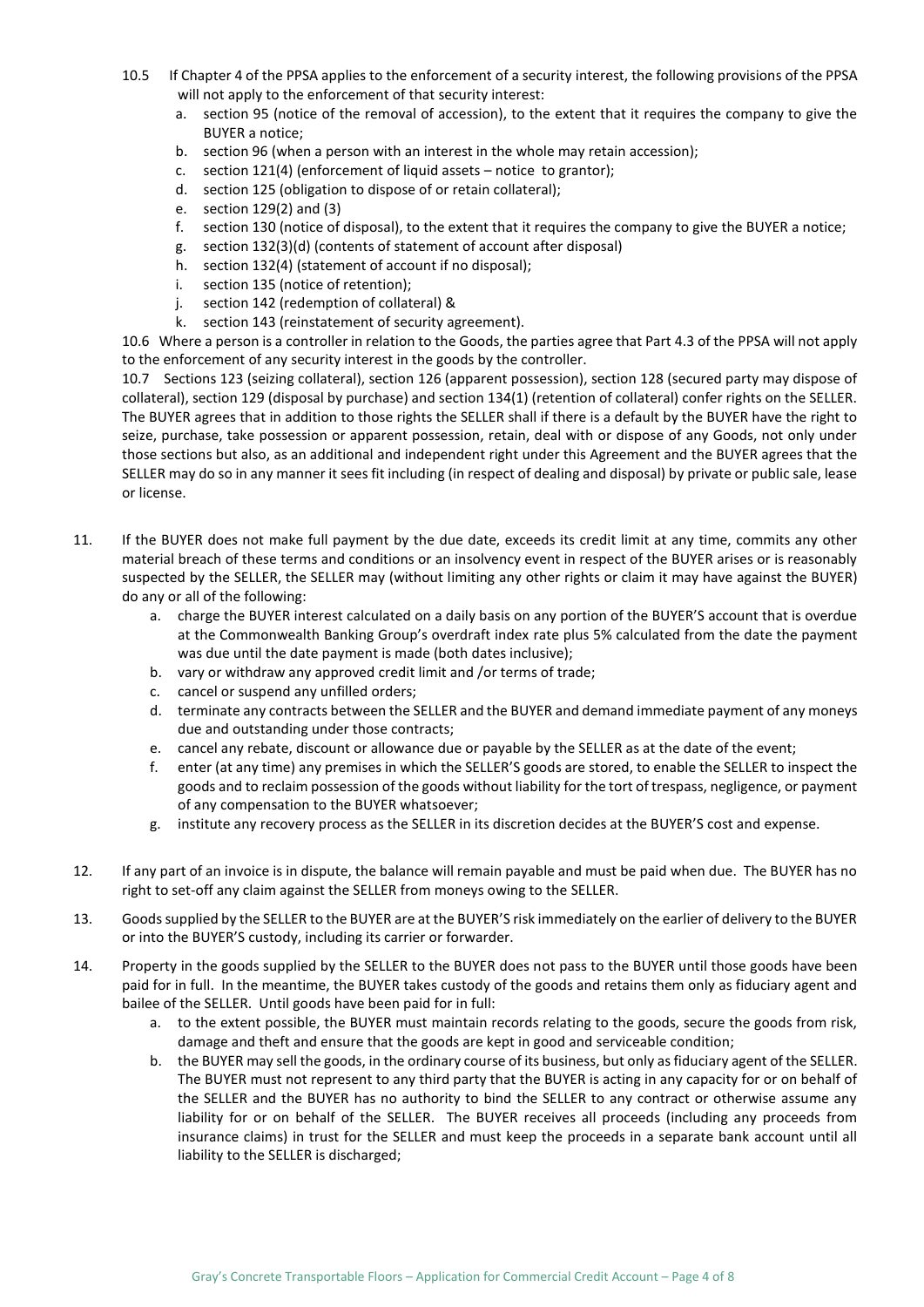10.5 If Chapter 4 of the PPSA applies to the enforcement of a security interest, the following provisions of the PPSA will not apply to the enforcement of that security interest:

a. section 95 (notice of the removal of accession), to the extent that it requires the company to give the BUYER a notice;
b. section 96 (when a person with an interest in the whole may retain accession);
c. section 121(4) (enforcement of liquid assets – notice to grantor);
d. section 125 (obligation to dispose of or retain collateral);
e. section 129(2) and (3)
f. section 130 (notice of disposal), to the extent that it requires the company to give the BUYER a notice;
g. section 132(3)(d) (contents of statement of account after disposal)
h. section 132(4) (statement of account if no disposal);
i. section 135 (notice of retention);
j. section 142 (redemption of collateral) &
k. section 143 (reinstatement of security agreement).

10.6 Where a person is a controller in relation to the Goods, the parties agree that Part 4.3 of the PPSA will not apply to the enforcement of any security interest in the goods by the controller.

10.7 Sections 123 (seizing collateral), section 126 (apparent possession), section 128 (secured party may dispose of collateral), section 129 (disposal by purchase) and section 134(1) (retention of collateral) confer rights on the SELLER. The BUYER agrees that in addition to those rights the SELLER shall if there is a default by the BUYER have the right to seize, purchase, take possession or apparent possession, retain, deal with or dispose of any Goods, not only under those sections but also, as an additional and independent right under this Agreement and the BUYER agrees that the SELLER may do so in any manner it sees fit including (in respect of dealing and disposal) by private or public sale, lease or license.

11. If the BUYER does not make full payment by the due date, exceeds its credit limit at any time, commits any other material breach of these terms and conditions or an insolvency event in respect of the BUYER arises or is reasonably suspected by the SELLER, the SELLER may (without limiting any other rights or claim it may have against the BUYER) do any or all of the following:
    a. charge the BUYER interest calculated on a daily basis on any portion of the BUYER'S account that is overdue at the Commonwealth Banking Group's overdraft index rate plus 5% calculated from the date the payment was due until the date payment is made (both dates inclusive);
    b. vary or withdraw any approved credit limit and /or terms of trade;
    c. cancel or suspend any unfilled orders;
    d. terminate any contracts between the SELLER and the BUYER and demand immediate payment of any moneys due and outstanding under those contracts;
    e. cancel any rebate, discount or allowance due or payable by the SELLER as at the date of the event;
    f. enter (at any time) any premises in which the SELLER'S goods are stored, to enable the SELLER to inspect the goods and to reclaim possession of the goods without liability for the tort of trespass, negligence, or payment of any compensation to the BUYER whatsoever;
    g. institute any recovery process as the SELLER in its discretion decides at the BUYER'S cost and expense.

12. If any part of an invoice is in dispute, the balance will remain payable and must be paid when due. The BUYER has no right to set-off any claim against the SELLER from moneys owing to the SELLER.

13. Goods supplied by the SELLER to the BUYER are at the BUYER'S risk immediately on the earlier of delivery to the BUYER or into the BUYER'S custody, including its carrier or forwarder.

14. Property in the goods supplied by the SELLER to the BUYER does not pass to the BUYER until those goods have been paid for in full. In the meantime, the BUYER takes custody of the goods and retains them only as fiduciary agent and bailee of the SELLER. Until goods have been paid for in full:
    a. to the extent possible, the BUYER must maintain records relating to the goods, secure the goods from risk, damage and theft and ensure that the goods are kept in good and serviceable condition;
    b. the BUYER may sell the goods, in the ordinary course of its business, but only as fiduciary agent of the SELLER. The BUYER must not represent to any third party that the BUYER is acting in any capacity for or on behalf of the SELLER and the BUYER has no authority to bind the SELLER to any contract or otherwise assume any liability for or on behalf of the SELLER. The BUYER receives all proceeds (including any proceeds from insurance claims) in trust for the SELLER and must keep the proceeds in a separate bank account until all liability to the SELLER is discharged;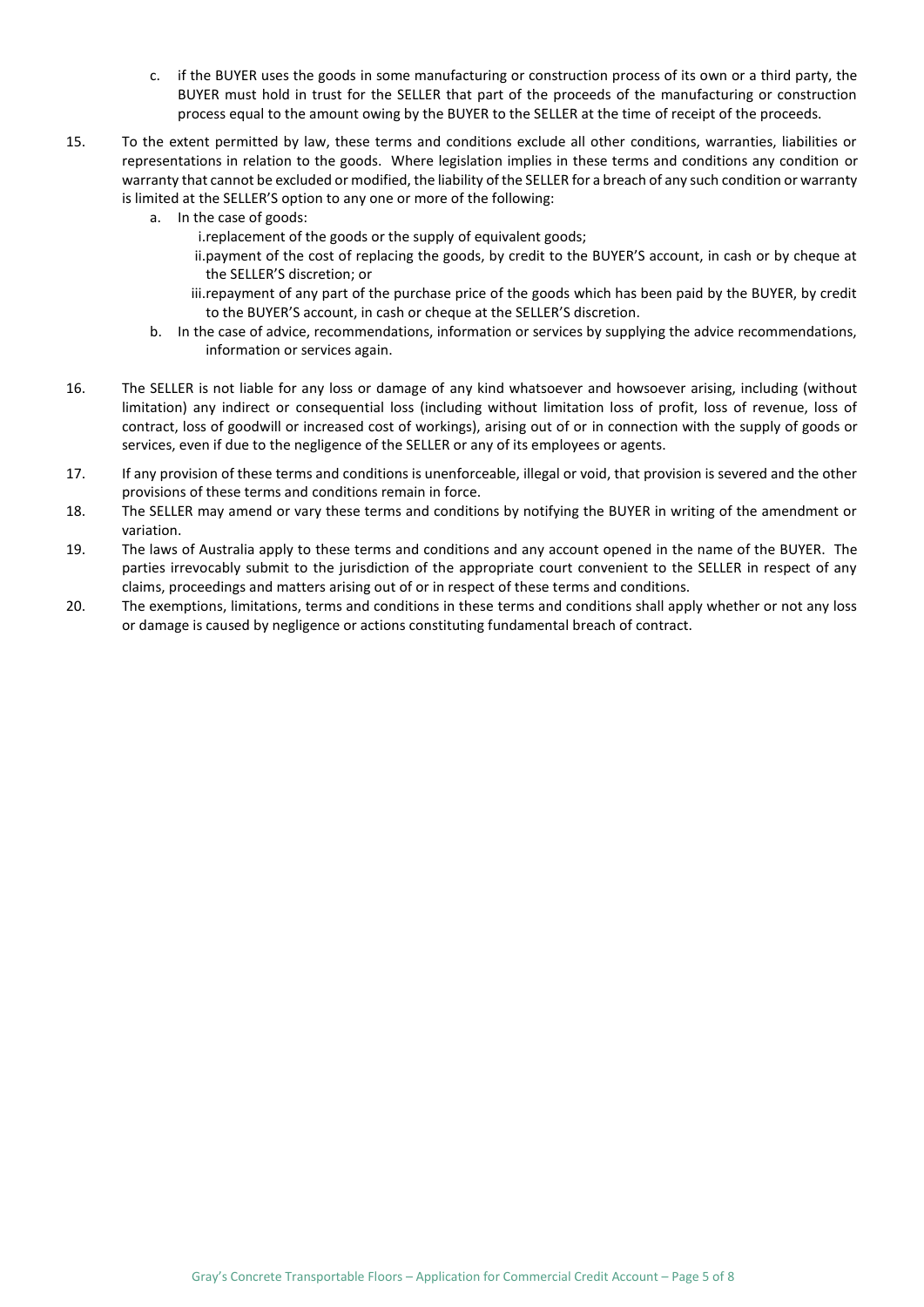c. if the BUYER uses the goods in some manufacturing or construction process of its own or a third party, the BUYER must hold in trust for the SELLER that part of the proceeds of the manufacturing or construction process equal to the amount owing by the BUYER to the SELLER at the time of receipt of the proceeds.

15. To the extent permitted by law, these terms and conditions exclude all other conditions, warranties, liabilities or representations in relation to the goods. Where legislation implies in these terms and conditions any condition or warranty that cannot be excluded or modified, the liability of the SELLER for a breach of any such condition or warranty is limited at the SELLER'S option to any one or more of the following:
    a. In the case of goods:
        i. replacement of the goods or the supply of equivalent goods;
        ii. payment of the cost of replacing the goods, by credit to the BUYER'S account, in cash or by cheque at the SELLER'S discretion; or
        iii. repayment of any part of the purchase price of the goods which has been paid by the BUYER, by credit to the BUYER'S account, in cash or cheque at the SELLER'S discretion.
    b. In the case of advice, recommendations, information or services by supplying the advice recommendations, information or services again.

16. The SELLER is not liable for any loss or damage of any kind whatsoever and howsoever arising, including (without limitation) any indirect or consequential loss (including without limitation loss of profit, loss of revenue, loss of contract, loss of goodwill or increased cost of workings), arising out of or in connection with the supply of goods or services, even if due to the negligence of the SELLER or any of its employees or agents.

17. If any provision of these terms and conditions is unenforceable, illegal or void, that provision is severed and the other provisions of these terms and conditions remain in force.

18. The SELLER may amend or vary these terms and conditions by notifying the BUYER in writing of the amendment or variation.

19. The laws of Australia apply to these terms and conditions and any account opened in the name of the BUYER. The parties irrevocably submit to the jurisdiction of the appropriate court convenient to the SELLER in respect of any claims, proceedings and matters arising out of or in respect of these terms and conditions.

20. The exemptions, limitations, terms and conditions in these terms and conditions shall apply whether or not any loss or damage is caused by negligence or actions constituting fundamental breach of contract.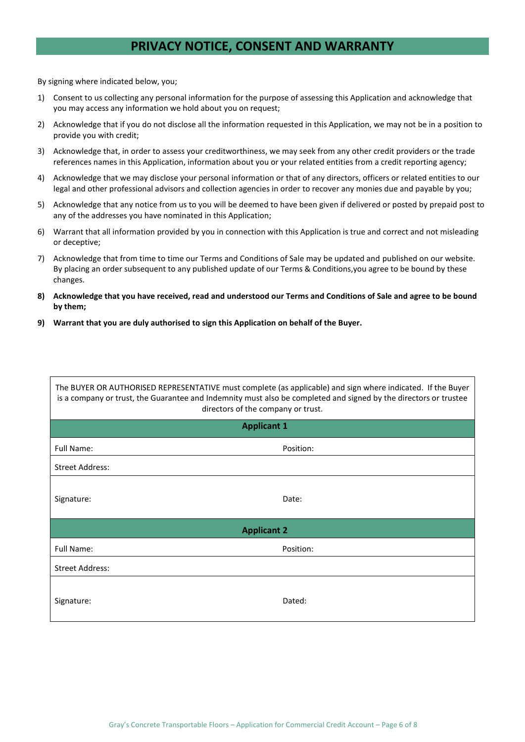# PRIVACY NOTICE, CONSENT AND WARRANTY

By signing where indicated below, you;

1) Consent to us collecting any personal information for the purpose of assessing this Application and acknowledge that you may access any information we hold about you on request;
2) Acknowledge that if you do not disclose all the information requested in this Application, we may not be in a position to provide you with credit;
3) Acknowledge that, in order to assess your creditworthiness, we may seek from any other credit providers or the trade references names in this Application, information about you or your related entities from a credit reporting agency;
4) Acknowledge that we may disclose your personal information or that of any directors, officers or related entities to our legal and other professional advisors and collection agencies in order to recover any monies due and payable by you;
5) Acknowledge that any notice from us to you will be deemed to have been given if delivered or posted by prepaid post to any of the addresses you have nominated in this Application;
6) Warrant that all information provided by you in connection with this Application is true and correct and not misleading or deceptive;
7) Acknowledge that from time to time our Terms and Conditions of Sale may be updated and published on our website. By placing an order subsequent to any published update of our Terms & Conditions,you agree to be bound by these changes.
8) **Acknowledge that you have received, read and understood our Terms and Conditions of Sale and agree to be bound by them;**
9) **Warrant that you are duly authorised to sign this Application on behalf of the Buyer.**

The BUYER OR AUTHORISED REPRESENTATIVE must complete (as applicable) and sign where indicated. If the Buyer is a company or trust, the Guarantee and Indemnity must also be completed and signed by the directors or trustee directors of the company or trust.

| **Applicant 1** | |
|---|---|
| Full Name: | Position: |
| Street Address: | |
| Signature: | Date: |
| **Applicant 2** | |
| Full Name: | Position: |
| Street Address: | |
| Signature: | Dated: |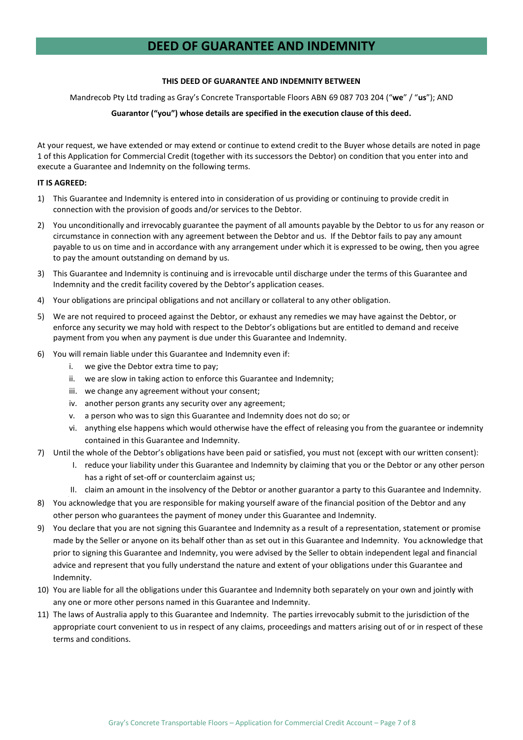# DEED OF GUARANTEE AND INDEMNITY

**THIS DEED OF GUARANTEE AND INDEMNITY BETWEEN**

Mandrecob Pty Ltd trading as Gray's Concrete Transportable Floors ABN 69 087 703 204 ("**we**" / "**us**"); AND

**Guarantor ("you") whose details are specified in the execution clause of this deed.**

At your request, we have extended or may extend or continue to extend credit to the Buyer whose details are noted in page 1 of this Application for Commercial Credit (together with its successors the Debtor) on condition that you enter into and execute a Guarantee and Indemnity on the following terms.

**IT IS AGREED:**

1) This Guarantee and Indemnity is entered into in consideration of us providing or continuing to provide credit in connection with the provision of goods and/or services to the Debtor.
2) You unconditionally and irrevocably guarantee the payment of all amounts payable by the Debtor to us for any reason or circumstance in connection with any agreement between the Debtor and us. If the Debtor fails to pay any amount payable to us on time and in accordance with any arrangement under which it is expressed to be owing, then you agree to pay the amount outstanding on demand by us.
3) This Guarantee and Indemnity is continuing and is irrevocable until discharge under the terms of this Guarantee and Indemnity and the credit facility covered by the Debtor's application ceases.
4) Your obligations are principal obligations and not ancillary or collateral to any other obligation.
5) We are not required to proceed against the Debtor, or exhaust any remedies we may have against the Debtor, or enforce any security we may hold with respect to the Debtor's obligations but are entitled to demand and receive payment from you when any payment is due under this Guarantee and Indemnity.
6) You will remain liable under this Guarantee and Indemnity even if:
   i. we give the Debtor extra time to pay;
   ii. we are slow in taking action to enforce this Guarantee and Indemnity;
   iii. we change any agreement without your consent;
   iv. another person grants any security over any agreement;
   v. a person who was to sign this Guarantee and Indemnity does not do so; or
   vi. anything else happens which would otherwise have the effect of releasing you from the guarantee or indemnity contained in this Guarantee and Indemnity.
7) Until the whole of the Debtor's obligations have been paid or satisfied, you must not (except with our written consent):
   I. reduce your liability under this Guarantee and Indemnity by claiming that you or the Debtor or any other person has a right of set-off or counterclaim against us;
   II. claim an amount in the insolvency of the Debtor or another guarantor a party to this Guarantee and Indemnity.
8) You acknowledge that you are responsible for making yourself aware of the financial position of the Debtor and any other person who guarantees the payment of money under this Guarantee and Indemnity.
9) You declare that you are not signing this Guarantee and Indemnity as a result of a representation, statement or promise made by the Seller or anyone on its behalf other than as set out in this Guarantee and Indemnity. You acknowledge that prior to signing this Guarantee and Indemnity, you were advised by the Seller to obtain independent legal and financial advice and represent that you fully understand the nature and extent of your obligations under this Guarantee and Indemnity.
10) You are liable for all the obligations under this Guarantee and Indemnity both separately on your own and jointly with any one or more other persons named in this Guarantee and Indemnity.
11) The laws of Australia apply to this Guarantee and Indemnity. The parties irrevocably submit to the jurisdiction of the appropriate court convenient to us in respect of any claims, proceedings and matters arising out of or in respect of these terms and conditions.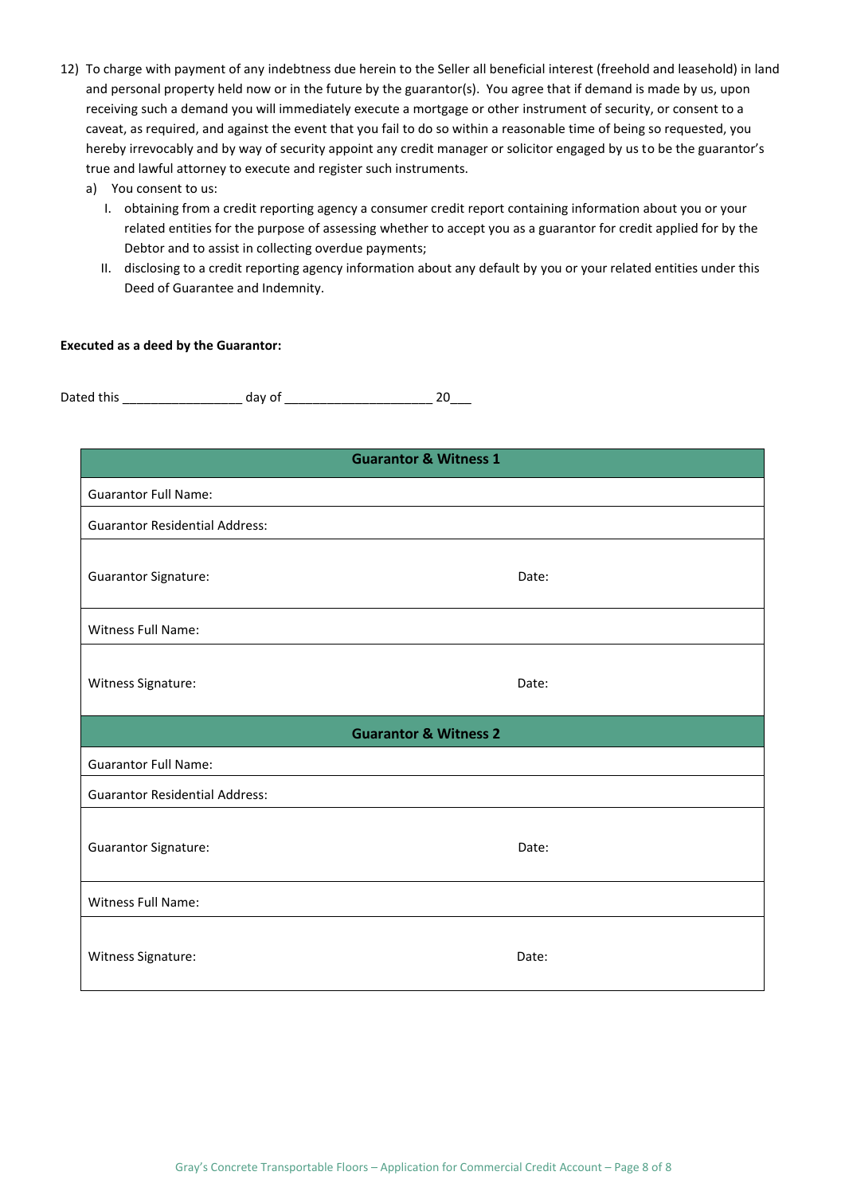12) To charge with payment of any indebtness due herein to the Seller all beneficial interest (freehold and leasehold) in land and personal property held now or in the future by the guarantor(s). You agree that if demand is made by us, upon receiving such a demand you will immediately execute a mortgage or other instrument of security, or consent to a caveat, as required, and against the event that you fail to do so within a reasonable time of being so requested, you hereby irrevocably and by way of security appoint any credit manager or solicitor engaged by us to be the guarantor's true and lawful attorney to execute and register such instruments.
    a) You consent to us:
        I. obtaining from a credit reporting agency a consumer credit report containing information about you or your related entities for the purpose of assessing whether to accept you as a guarantor for credit applied for by the Debtor and to assist in collecting overdue payments;
        II. disclosing to a credit reporting agency information about any default by you or your related entities under this Deed of Guarantee and Indemnity.

**Executed as a deed by the Guarantor:**

Dated this ________________ day of ____________________ 20___

| **Guarantor & Witness 1** | |
|---|---|
| Guarantor Full Name: | |
| Guarantor Residential Address: | |
| Guarantor Signature: | Date: |
| Witness Full Name: | |
| Witness Signature: | Date: |
| **Guarantor & Witness 2** | |
| Guarantor Full Name: | |
| Guarantor Residential Address: | |
| Guarantor Signature: | Date: |
| Witness Full Name: | |
| Witness Signature: | Date: |